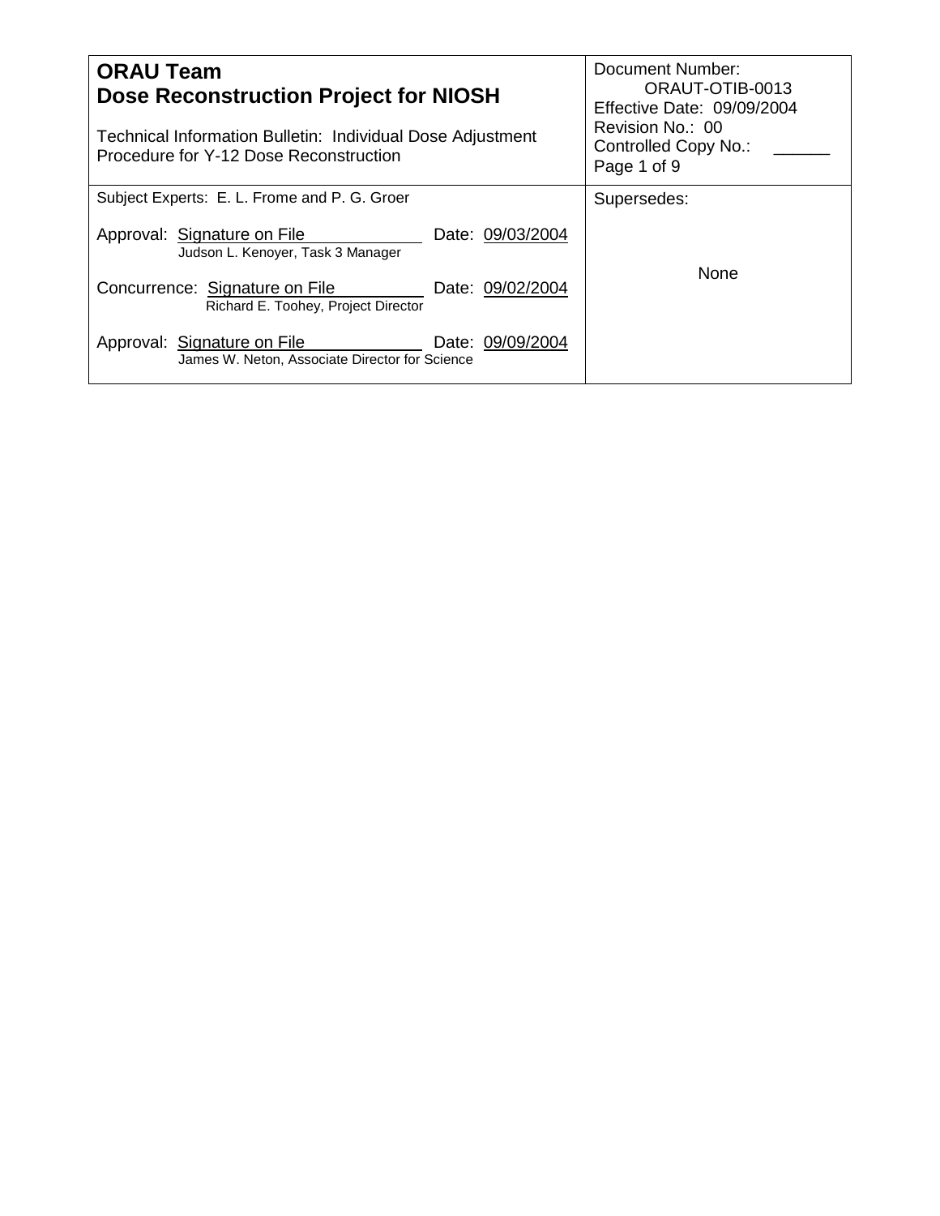| **ORAU Team** **Dose Reconstruction Project for NIOSH** Technical Information Bulletin: Individual Dose Adjustment Procedure for Y-12 Dose Reconstruction | Document Number: ORAUT-OTIB-0013 Effective Date: 09/09/2004 Revision No.: 00 Controlled Copy No.: ______ Page 1 of 9 |
|---|---|
| Subject Experts: E. L. Frome and P. G. Groer<br><br>Approval: Signature on File Date: 09/03/2004<br>Judson L. Kenoyer, Task 3 Manager<br><br>Concurrence: Signature on File Date: 09/02/2004<br>Richard E. Toohey, Project Director<br><br>Approval: Signature on File Date: 09/09/2004<br>James W. Neton, Associate Director for Science | Supersedes:<br><br>None |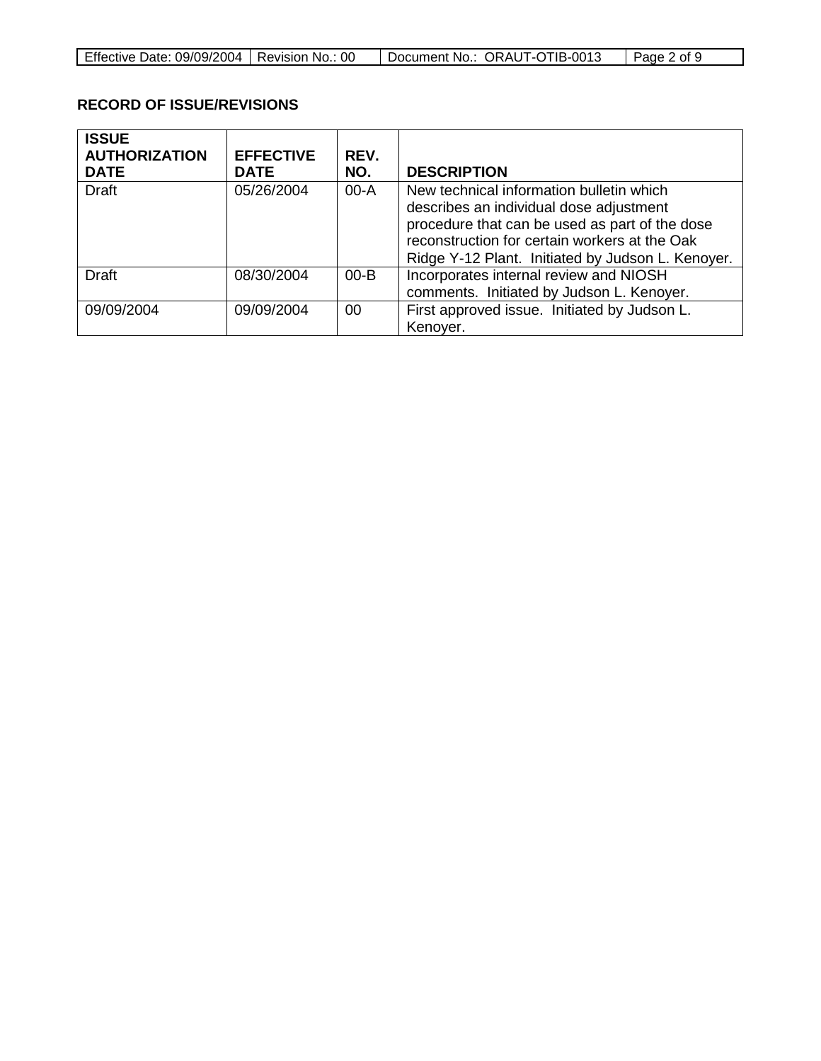**RECORD OF ISSUE/REVISIONS**

| ISSUE AUTHORIZATION DATE | EFFECTIVE DATE | REV. NO. | DESCRIPTION |
|---|---|---|---|
| Draft | 05/26/2004 | 00-A | New technical information bulletin which describes an individual dose adjustment procedure that can be used as part of the dose reconstruction for certain workers at the Oak Ridge Y-12 Plant. Initiated by Judson L. Kenoyer. |
| Draft | 08/30/2004 | 00-B | Incorporates internal review and NIOSH comments. Initiated by Judson L. Kenoyer. |
| 09/09/2004 | 09/09/2004 | 00 | First approved issue. Initiated by Judson L. Kenoyer. |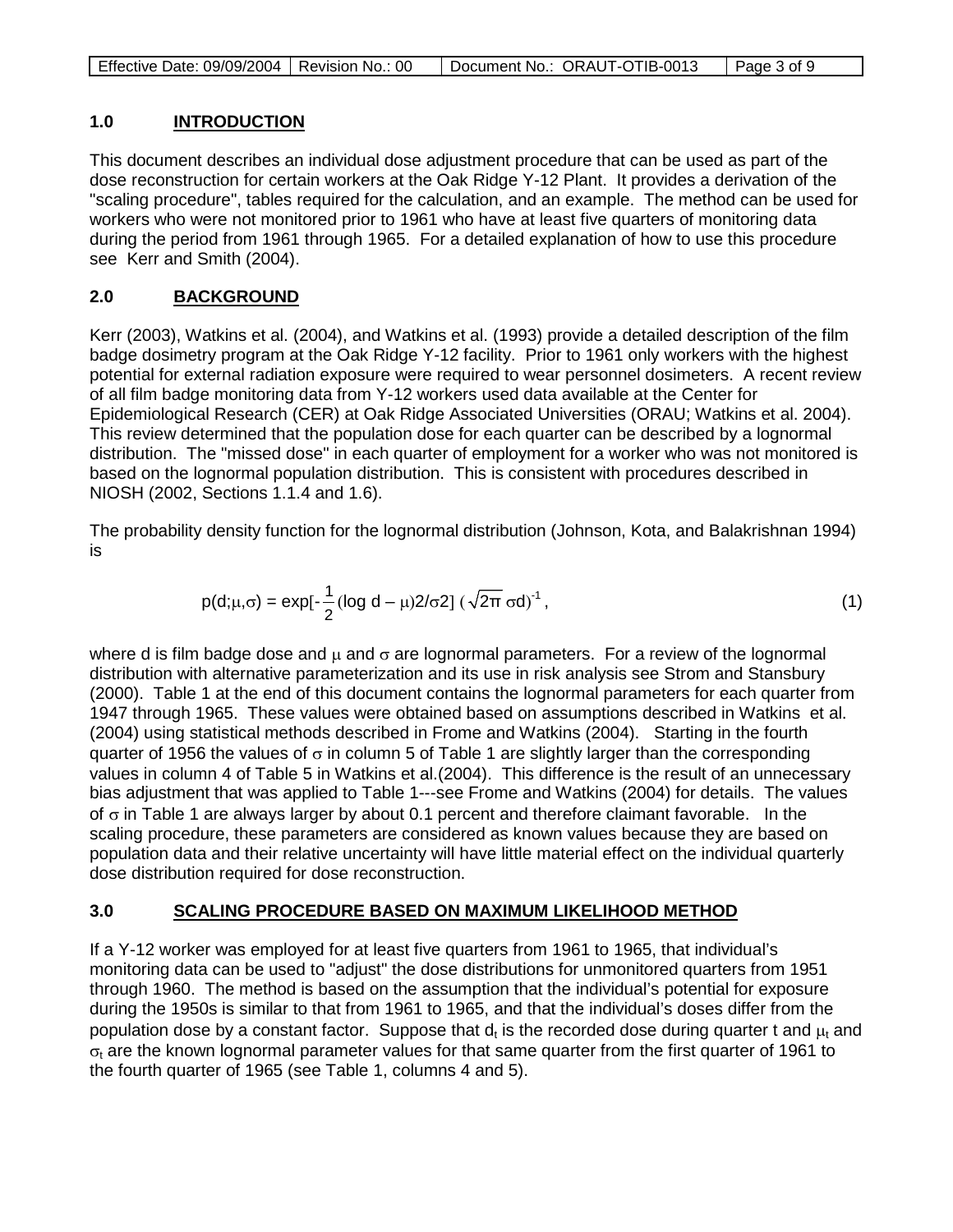## 1.0 INTRODUCTION

This document describes an individual dose adjustment procedure that can be used as part of the dose reconstruction for certain workers at the Oak Ridge Y-12 Plant. It provides a derivation of the "scaling procedure", tables required for the calculation, and an example. The method can be used for workers who were not monitored prior to 1961 who have at least five quarters of monitoring data during the period from 1961 through 1965. For a detailed explanation of how to use this procedure see Kerr and Smith (2004).

## 2.0 BACKGROUND

Kerr (2003), Watkins et al. (2004), and Watkins et al. (1993) provide a detailed description of the film badge dosimetry program at the Oak Ridge Y-12 facility. Prior to 1961 only workers with the highest potential for external radiation exposure were required to wear personnel dosimeters. A recent review of all film badge monitoring data from Y-12 workers used data available at the Center for Epidemiological Research (CER) at Oak Ridge Associated Universities (ORAU; Watkins et al. 2004). This review determined that the population dose for each quarter can be described by a lognormal distribution. The "missed dose" in each quarter of employment for a worker who was not monitored is based on the lognormal population distribution. This is consistent with procedures described in NIOSH (2002, Sections 1.1.4 and 1.6).

The probability density function for the lognormal distribution (Johnson, Kota, and Balakrishnan 1994) is

$$p(d;\mu,\sigma) = \exp[-\frac{1}{2}(\log d - \mu)2/\sigma 2]\ (\sqrt{2\pi}\ \sigma d)^{-1}, \tag{1}$$

where d is film badge dose and $\mu$ and $\sigma$ are lognormal parameters. For a review of the lognormal distribution with alternative parameterization and its use in risk analysis see Strom and Stansbury (2000). Table 1 at the end of this document contains the lognormal parameters for each quarter from 1947 through 1965. These values were obtained based on assumptions described in Watkins et al. (2004) using statistical methods described in Frome and Watkins (2004). Starting in the fourth quarter of 1956 the values of $\sigma$ in column 5 of Table 1 are slightly larger than the corresponding values in column 4 of Table 5 in Watkins et al.(2004). This difference is the result of an unnecessary bias adjustment that was applied to Table 1---see Frome and Watkins (2004) for details. The values of $\sigma$ in Table 1 are always larger by about 0.1 percent and therefore claimant favorable. In the scaling procedure, these parameters are considered as known values because they are based on population data and their relative uncertainty will have little material effect on the individual quarterly dose distribution required for dose reconstruction.

## 3.0 SCALING PROCEDURE BASED ON MAXIMUM LIKELIHOOD METHOD

If a Y-12 worker was employed for at least five quarters from 1961 to 1965, that individual's monitoring data can be used to "adjust" the dose distributions for unmonitored quarters from 1951 through 1960. The method is based on the assumption that the individual's potential for exposure during the 1950s is similar to that from 1961 to 1965, and that the individual's doses differ from the population dose by a constant factor. Suppose that $d_t$ is the recorded dose during quarter t and $\mu_t$ and $\sigma_t$ are the known lognormal parameter values for that same quarter from the first quarter of 1961 to the fourth quarter of 1965 (see Table 1, columns 4 and 5).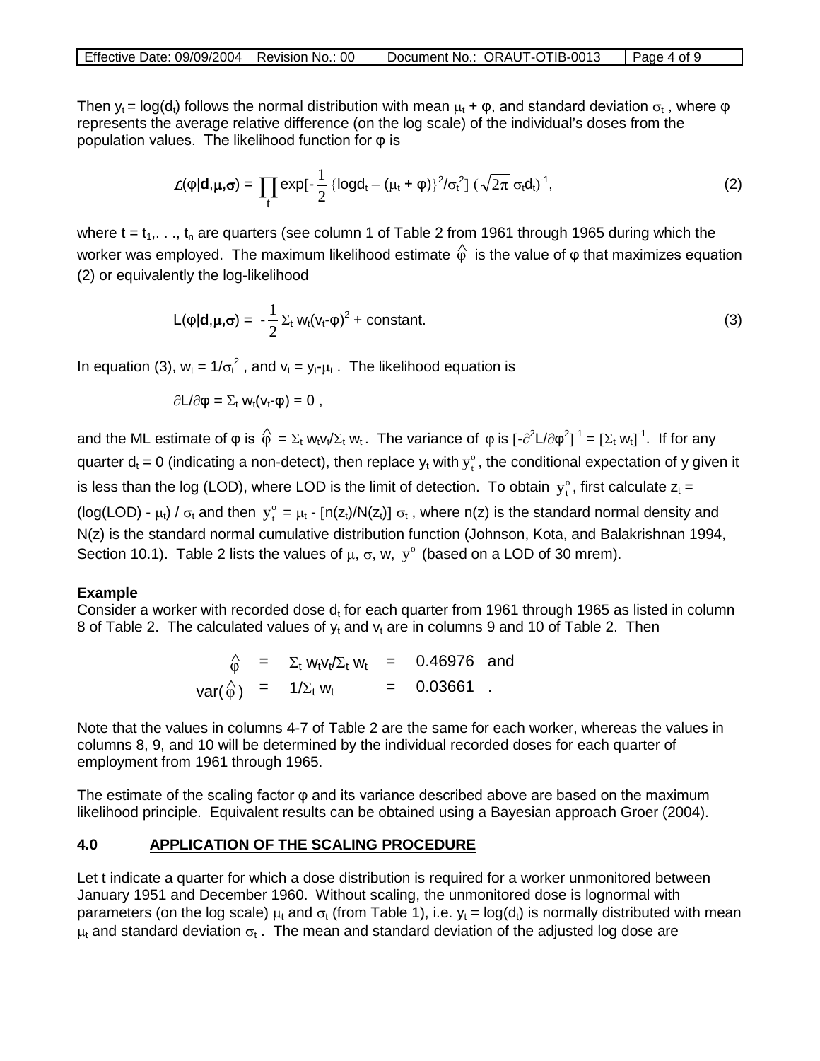Then $y_t = \log(d_t)$ follows the normal distribution with mean $\mu_t + \varphi$, and standard deviation $\sigma_t$, where $\varphi$ represents the average relative difference (on the log scale) of the individual's doses from the population values. The likelihood function for $\varphi$ is

$$\mathcal{L}(\varphi|\mathbf{d},\boldsymbol{\mu},\boldsymbol{\sigma}) = \prod_t \exp[-\frac{1}{2}\{\log d_t - (\mu_t + \varphi)\}^2/\sigma_t^2]\,(\sqrt{2\pi}\,\sigma_t d_t)^{-1}, \tag{2}$$

where $t = t_1, \ldots, t_n$ are quarters (see column 1 of Table 2 from 1961 through 1965 during which the worker was employed. The maximum likelihood estimate $\hat{\varphi}$ is the value of $\varphi$ that maximizes equation (2) or equivalently the log-likelihood

$$L(\varphi|\mathbf{d},\boldsymbol{\mu},\boldsymbol{\sigma}) = -\frac{1}{2}\Sigma_t w_t(v_t - \varphi)^2 + \text{constant}. \tag{3}$$

In equation (3), $w_t = 1/\sigma_t^2$, and $v_t = y_t - \mu_t$. The likelihood equation is

$$\partial L/\partial\varphi = \Sigma_t w_t(v_t - \varphi) = 0\ ,$$

and the ML estimate of $\varphi$ is $\hat{\varphi} = \Sigma_t w_t v_t / \Sigma_t w_t$. The variance of $\varphi$ is $[-\partial^2 L/\partial\varphi^2]^{-1} = [\Sigma_t w_t]^{-1}$. If for any quarter $d_t = 0$ (indicating a non-detect), then replace $y_t$ with $y_t^o$, the conditional expectation of y given it is less than the log (LOD), where LOD is the limit of detection. To obtain $y_t^o$, first calculate $z_t = (\log(\text{LOD}) - \mu_t) / \sigma_t$ and then $y_t^o = \mu_t - [n(z_t)/N(z_t)]\,\sigma_t$, where n(z) is the standard normal density and N(z) is the standard normal cumulative distribution function (Johnson, Kota, and Balakrishnan 1994, Section 10.1). Table 2 lists the values of $\mu$, $\sigma$, w, $y^o$ (based on a LOD of 30 mrem).

**Example**

Consider a worker with recorded dose $d_t$ for each quarter from 1961 through 1965 as listed in column 8 of Table 2. The calculated values of $y_t$ and $v_t$ are in columns 9 and 10 of Table 2. Then

$$\hat{\varphi} = \Sigma_t w_t v_t / \Sigma_t w_t = 0.46976 \quad \text{and}$$

$$\text{var}(\hat{\varphi}) = 1/\Sigma_t w_t = 0.03661\ .$$

Note that the values in columns 4-7 of Table 2 are the same for each worker, whereas the values in columns 8, 9, and 10 will be determined by the individual recorded doses for each quarter of employment from 1961 through 1965.

The estimate of the scaling factor $\varphi$ and its variance described above are based on the maximum likelihood principle. Equivalent results can be obtained using a Bayesian approach Groer (2004).

## 4.0 APPLICATION OF THE SCALING PROCEDURE

Let t indicate a quarter for which a dose distribution is required for a worker unmonitored between January 1951 and December 1960. Without scaling, the unmonitored dose is lognormal with parameters (on the log scale) $\mu_t$ and $\sigma_t$ (from Table 1), i.e. $y_t = \log(d_t)$ is normally distributed with mean $\mu_t$ and standard deviation $\sigma_t$. The mean and standard deviation of the adjusted log dose are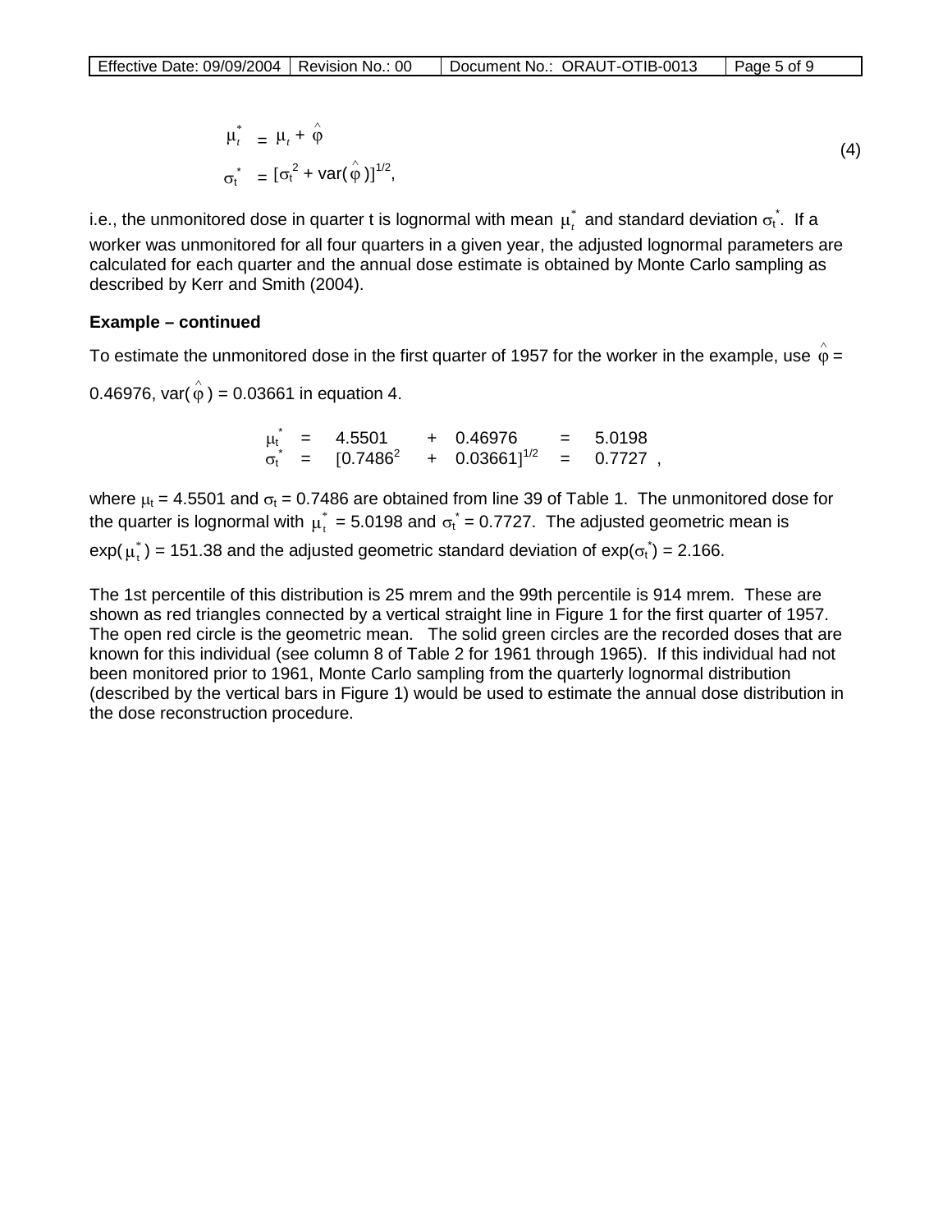$$\mu_t^* = \mu_t + \hat{\varphi}$$
$$\sigma_t^* = [\sigma_t^2 + \mathrm{var}(\hat{\varphi})]^{1/2}, \tag{4}$$

i.e., the unmonitored dose in quarter t is lognormal with mean $\mu_t^*$ and standard deviation $\sigma_t^*$. If a worker was unmonitored for all four quarters in a given year, the adjusted lognormal parameters are calculated for each quarter and the annual dose estimate is obtained by Monte Carlo sampling as described by Kerr and Smith (2004).

**Example – continued**

To estimate the unmonitored dose in the first quarter of 1957 for the worker in the example, use $\hat{\varphi}$ = 0.46976, var($\hat{\varphi}$) = 0.03661 in equation 4.

$$\mu_t^* = 4.5501 + 0.46976 = 5.0198$$
$$\sigma_t^* = [0.7486^2 + 0.03661]^{1/2} = 0.7727 \,,$$

where $\mu_t$ = 4.5501 and $\sigma_t$ = 0.7486 are obtained from line 39 of Table 1. The unmonitored dose for the quarter is lognormal with $\mu_t^*$ = 5.0198 and $\sigma_t^*$ = 0.7727. The adjusted geometric mean is exp($\mu_t^*$) = 151.38 and the adjusted geometric standard deviation of exp($\sigma_t^*$) = 2.166.

The 1st percentile of this distribution is 25 mrem and the 99th percentile is 914 mrem. These are shown as red triangles connected by a vertical straight line in Figure 1 for the first quarter of 1957. The open red circle is the geometric mean. The solid green circles are the recorded doses that are known for this individual (see column 8 of Table 2 for 1961 through 1965). If this individual had not been monitored prior to 1961, Monte Carlo sampling from the quarterly lognormal distribution (described by the vertical bars in Figure 1) would be used to estimate the annual dose distribution in the dose reconstruction procedure.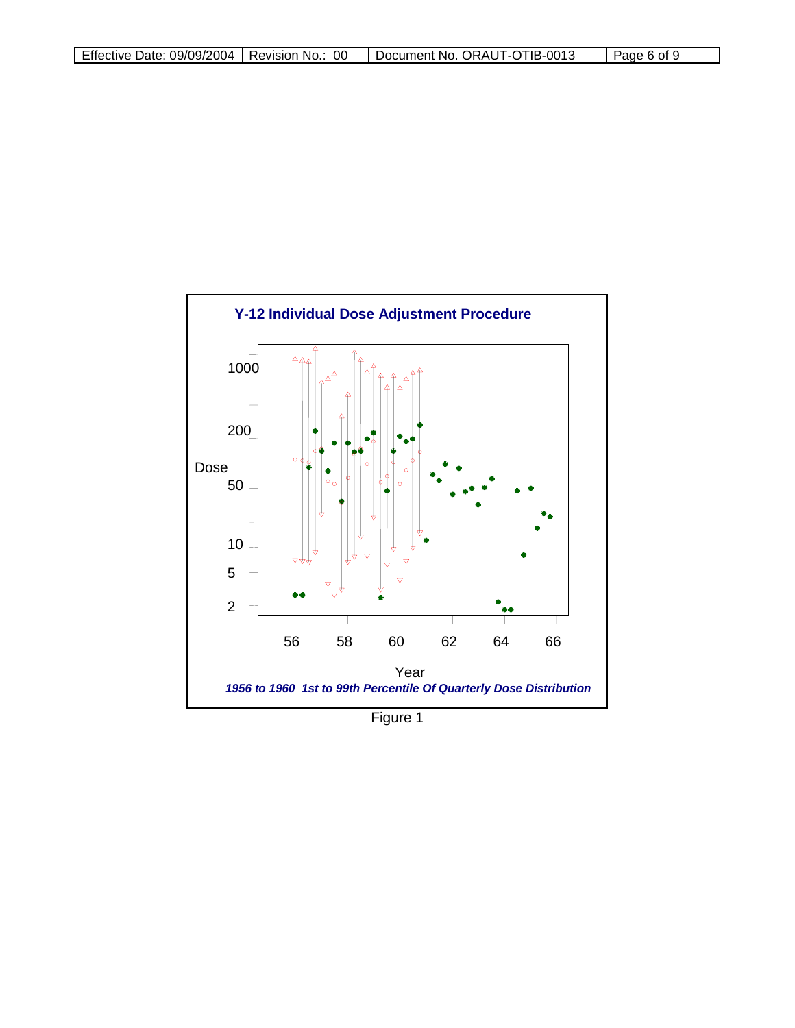**Y-12 Individual Dose Adjustment Procedure**

Dose

Year

***1956 to 1960 1st to 99th Percentile Of Quarterly Dose Distribution***

Figure 1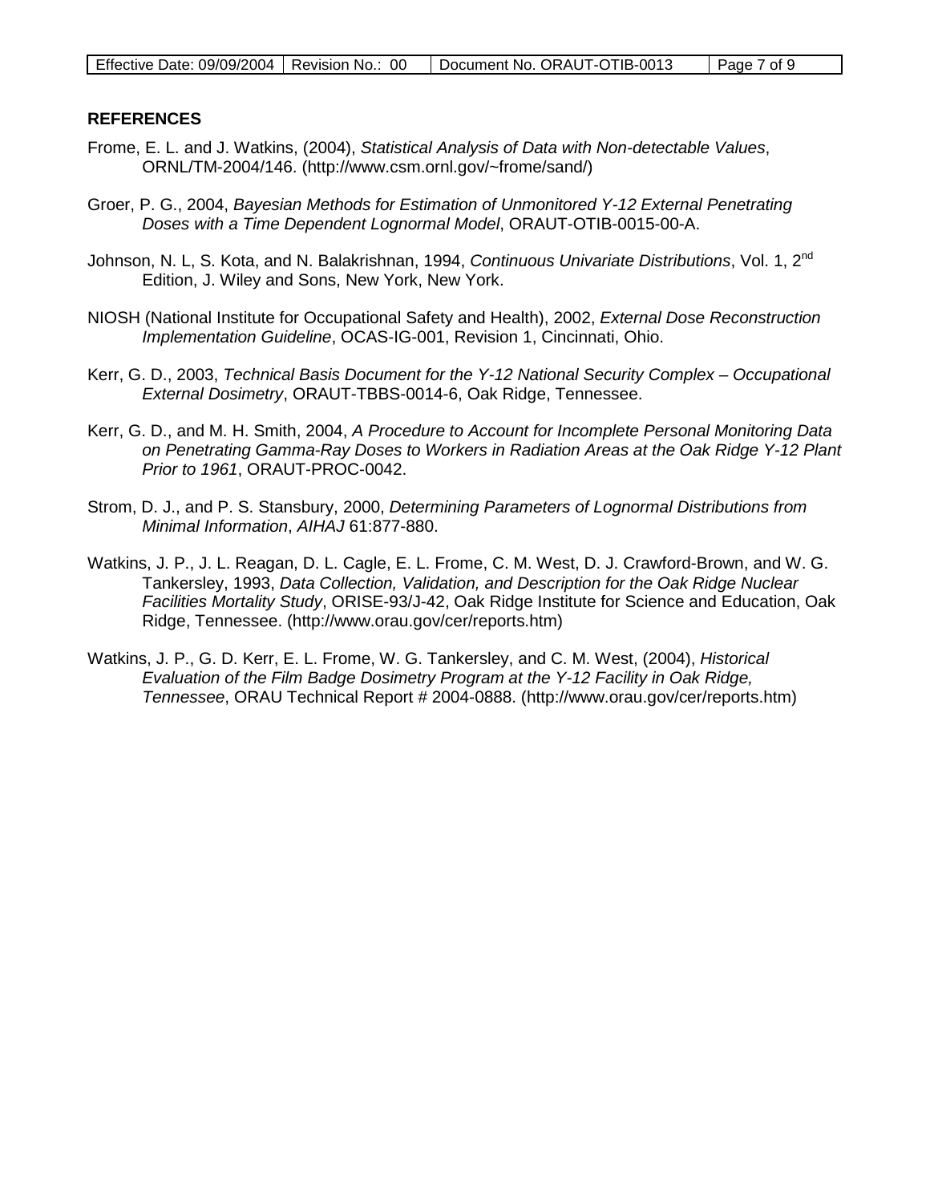## REFERENCES

Frome, E. L. and J. Watkins, (2004), *Statistical Analysis of Data with Non-detectable Values*, ORNL/TM-2004/146. (http://www.csm.ornl.gov/~frome/sand/)

Groer, P. G., 2004, *Bayesian Methods for Estimation of Unmonitored Y-12 External Penetrating Doses with a Time Dependent Lognormal Model*, ORAUT-OTIB-0015-00-A.

Johnson, N. L, S. Kota, and N. Balakrishnan, 1994, *Continuous Univariate Distributions*, Vol. 1, 2nd Edition, J. Wiley and Sons, New York, New York.

NIOSH (National Institute for Occupational Safety and Health), 2002, *External Dose Reconstruction Implementation Guideline*, OCAS-IG-001, Revision 1, Cincinnati, Ohio.

Kerr, G. D., 2003, *Technical Basis Document for the Y-12 National Security Complex – Occupational External Dosimetry*, ORAUT-TBBS-0014-6, Oak Ridge, Tennessee.

Kerr, G. D., and M. H. Smith, 2004, *A Procedure to Account for Incomplete Personal Monitoring Data on Penetrating Gamma-Ray Doses to Workers in Radiation Areas at the Oak Ridge Y-12 Plant Prior to 1961*, ORAUT-PROC-0042.

Strom, D. J., and P. S. Stansbury, 2000, *Determining Parameters of Lognormal Distributions from Minimal Information*, *AIHAJ* 61:877-880.

Watkins, J. P., J. L. Reagan, D. L. Cagle, E. L. Frome, C. M. West, D. J. Crawford-Brown, and W. G. Tankersley, 1993, *Data Collection, Validation, and Description for the Oak Ridge Nuclear Facilities Mortality Study*, ORISE-93/J-42, Oak Ridge Institute for Science and Education, Oak Ridge, Tennessee. (http://www.orau.gov/cer/reports.htm)

Watkins, J. P., G. D. Kerr, E. L. Frome, W. G. Tankersley, and C. M. West, (2004), *Historical Evaluation of the Film Badge Dosimetry Program at the Y-12 Facility in Oak Ridge, Tennessee*, ORAU Technical Report # 2004-0888. (http://www.orau.gov/cer/reports.htm)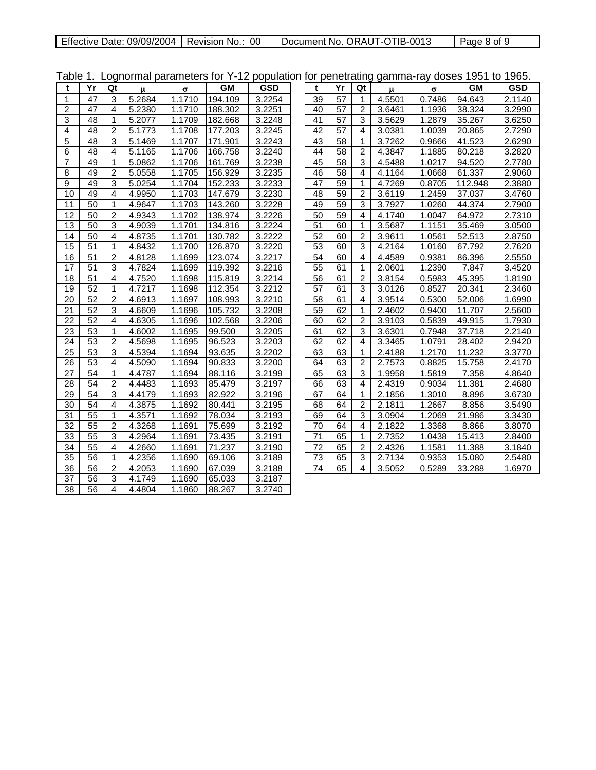Table 1. Lognormal parameters for Y-12 population for penetrating gamma-ray doses 1951 to 1965.

| t | Yr | Qt | μ | σ | GM | GSD | t | Yr | Qt | μ | σ | GM | GSD |
|---|---|---|---|---|---|---|---|---|---|---|---|---|---|
| 1 | 47 | 3 | 5.2684 | 1.1710 | 194.109 | 3.2254 | 39 | 57 | 1 | 4.5501 | 0.7486 | 94.643 | 2.1140 |
| 2 | 47 | 4 | 5.2380 | 1.1710 | 188.302 | 3.2251 | 40 | 57 | 2 | 3.6461 | 1.1936 | 38.324 | 3.2990 |
| 3 | 48 | 1 | 5.2077 | 1.1709 | 182.668 | 3.2248 | 41 | 57 | 3 | 3.5629 | 1.2879 | 35.267 | 3.6250 |
| 4 | 48 | 2 | 5.1773 | 1.1708 | 177.203 | 3.2245 | 42 | 57 | 4 | 3.0381 | 1.0039 | 20.865 | 2.7290 |
| 5 | 48 | 3 | 5.1469 | 1.1707 | 171.901 | 3.2243 | 43 | 58 | 1 | 3.7262 | 0.9666 | 41.523 | 2.6290 |
| 6 | 48 | 4 | 5.1165 | 1.1706 | 166.758 | 3.2240 | 44 | 58 | 2 | 4.3847 | 1.1885 | 80.218 | 3.2820 |
| 7 | 49 | 1 | 5.0862 | 1.1706 | 161.769 | 3.2238 | 45 | 58 | 3 | 4.5488 | 1.0217 | 94.520 | 2.7780 |
| 8 | 49 | 2 | 5.0558 | 1.1705 | 156.929 | 3.2235 | 46 | 58 | 4 | 4.1164 | 1.0668 | 61.337 | 2.9060 |
| 9 | 49 | 3 | 5.0254 | 1.1704 | 152.233 | 3.2233 | 47 | 59 | 1 | 4.7269 | 0.8705 | 112.948 | 2.3880 |
| 10 | 49 | 4 | 4.9950 | 1.1703 | 147.679 | 3.2230 | 48 | 59 | 2 | 3.6119 | 1.2459 | 37.037 | 3.4760 |
| 11 | 50 | 1 | 4.9647 | 1.1703 | 143.260 | 3.2228 | 49 | 59 | 3 | 3.7927 | 1.0260 | 44.374 | 2.7900 |
| 12 | 50 | 2 | 4.9343 | 1.1702 | 138.974 | 3.2226 | 50 | 59 | 4 | 4.1740 | 1.0047 | 64.972 | 2.7310 |
| 13 | 50 | 3 | 4.9039 | 1.1701 | 134.816 | 3.2224 | 51 | 60 | 1 | 3.5687 | 1.1151 | 35.469 | 3.0500 |
| 14 | 50 | 4 | 4.8735 | 1.1701 | 130.782 | 3.2222 | 52 | 60 | 2 | 3.9611 | 1.0561 | 52.513 | 2.8750 |
| 15 | 51 | 1 | 4.8432 | 1.1700 | 126.870 | 3.2220 | 53 | 60 | 3 | 4.2164 | 1.0160 | 67.792 | 2.7620 |
| 16 | 51 | 2 | 4.8128 | 1.1699 | 123.074 | 3.2217 | 54 | 60 | 4 | 4.4589 | 0.9381 | 86.396 | 2.5550 |
| 17 | 51 | 3 | 4.7824 | 1.1699 | 119.392 | 3.2216 | 55 | 61 | 1 | 2.0601 | 1.2390 | 7.847 | 3.4520 |
| 18 | 51 | 4 | 4.7520 | 1.1698 | 115.819 | 3.2214 | 56 | 61 | 2 | 3.8154 | 0.5983 | 45.395 | 1.8190 |
| 19 | 52 | 1 | 4.7217 | 1.1698 | 112.354 | 3.2212 | 57 | 61 | 3 | 3.0126 | 0.8527 | 20.341 | 2.3460 |
| 20 | 52 | 2 | 4.6913 | 1.1697 | 108.993 | 3.2210 | 58 | 61 | 4 | 3.9514 | 0.5300 | 52.006 | 1.6990 |
| 21 | 52 | 3 | 4.6609 | 1.1696 | 105.732 | 3.2208 | 59 | 62 | 1 | 2.4602 | 0.9400 | 11.707 | 2.5600 |
| 22 | 52 | 4 | 4.6305 | 1.1696 | 102.568 | 3.2206 | 60 | 62 | 2 | 3.9103 | 0.5839 | 49.915 | 1.7930 |
| 23 | 53 | 1 | 4.6002 | 1.1695 | 99.500 | 3.2205 | 61 | 62 | 3 | 3.6301 | 0.7948 | 37.718 | 2.2140 |
| 24 | 53 | 2 | 4.5698 | 1.1695 | 96.523 | 3.2203 | 62 | 62 | 4 | 3.3465 | 1.0791 | 28.402 | 2.9420 |
| 25 | 53 | 3 | 4.5394 | 1.1694 | 93.635 | 3.2202 | 63 | 63 | 1 | 2.4188 | 1.2170 | 11.232 | 3.3770 |
| 26 | 53 | 4 | 4.5090 | 1.1694 | 90.833 | 3.2200 | 64 | 63 | 2 | 2.7573 | 0.8825 | 15.758 | 2.4170 |
| 27 | 54 | 1 | 4.4787 | 1.1694 | 88.116 | 3.2199 | 65 | 63 | 3 | 1.9958 | 1.5819 | 7.358 | 4.8640 |
| 28 | 54 | 2 | 4.4483 | 1.1693 | 85.479 | 3.2197 | 66 | 63 | 4 | 2.4319 | 0.9034 | 11.381 | 2.4680 |
| 29 | 54 | 3 | 4.4179 | 1.1693 | 82.922 | 3.2196 | 67 | 64 | 1 | 2.1856 | 1.3010 | 8.896 | 3.6730 |
| 30 | 54 | 4 | 4.3875 | 1.1692 | 80.441 | 3.2195 | 68 | 64 | 2 | 2.1811 | 1.2667 | 8.856 | 3.5490 |
| 31 | 55 | 1 | 4.3571 | 1.1692 | 78.034 | 3.2193 | 69 | 64 | 3 | 3.0904 | 1.2069 | 21.986 | 3.3430 |
| 32 | 55 | 2 | 4.3268 | 1.1691 | 75.699 | 3.2192 | 70 | 64 | 4 | 2.1822 | 1.3368 | 8.866 | 3.8070 |
| 33 | 55 | 3 | 4.2964 | 1.1691 | 73.435 | 3.2191 | 71 | 65 | 1 | 2.7352 | 1.0438 | 15.413 | 2.8400 |
| 34 | 55 | 4 | 4.2660 | 1.1691 | 71.237 | 3.2190 | 72 | 65 | 2 | 2.4326 | 1.1581 | 11.388 | 3.1840 |
| 35 | 56 | 1 | 4.2356 | 1.1690 | 69.106 | 3.2189 | 73 | 65 | 3 | 2.7134 | 0.9353 | 15.080 | 2.5480 |
| 36 | 56 | 2 | 4.2053 | 1.1690 | 67.039 | 3.2188 | 74 | 65 | 4 | 3.5052 | 0.5289 | 33.288 | 1.6970 |
| 37 | 56 | 3 | 4.1749 | 1.1690 | 65.033 | 3.2187 | | | | | | | |
| 38 | 56 | 4 | 4.4804 | 1.1860 | 88.267 | 3.2740 | | | | | | | |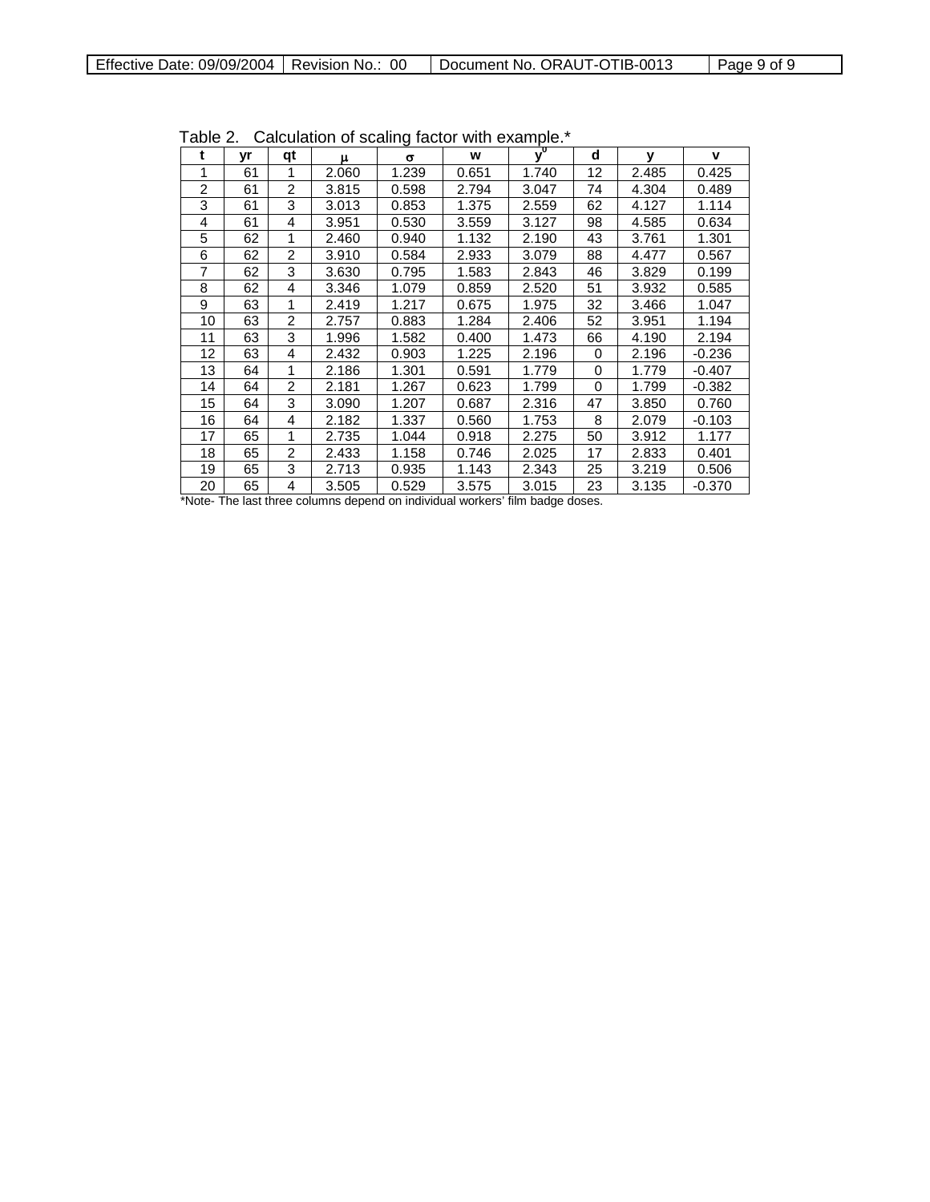Table 2. Calculation of scaling factor with example.*

| t | yr | qt | μ | σ | w | $y^0$ | d | y | v |
|---|---|---|---|---|---|---|---|---|---|
| 1 | 61 | 1 | 2.060 | 1.239 | 0.651 | 1.740 | 12 | 2.485 | 0.425 |
| 2 | 61 | 2 | 3.815 | 0.598 | 2.794 | 3.047 | 74 | 4.304 | 0.489 |
| 3 | 61 | 3 | 3.013 | 0.853 | 1.375 | 2.559 | 62 | 4.127 | 1.114 |
| 4 | 61 | 4 | 3.951 | 0.530 | 3.559 | 3.127 | 98 | 4.585 | 0.634 |
| 5 | 62 | 1 | 2.460 | 0.940 | 1.132 | 2.190 | 43 | 3.761 | 1.301 |
| 6 | 62 | 2 | 3.910 | 0.584 | 2.933 | 3.079 | 88 | 4.477 | 0.567 |
| 7 | 62 | 3 | 3.630 | 0.795 | 1.583 | 2.843 | 46 | 3.829 | 0.199 |
| 8 | 62 | 4 | 3.346 | 1.079 | 0.859 | 2.520 | 51 | 3.932 | 0.585 |
| 9 | 63 | 1 | 2.419 | 1.217 | 0.675 | 1.975 | 32 | 3.466 | 1.047 |
| 10 | 63 | 2 | 2.757 | 0.883 | 1.284 | 2.406 | 52 | 3.951 | 1.194 |
| 11 | 63 | 3 | 1.996 | 1.582 | 0.400 | 1.473 | 66 | 4.190 | 2.194 |
| 12 | 63 | 4 | 2.432 | 0.903 | 1.225 | 2.196 | 0 | 2.196 | -0.236 |
| 13 | 64 | 1 | 2.186 | 1.301 | 0.591 | 1.779 | 0 | 1.779 | -0.407 |
| 14 | 64 | 2 | 2.181 | 1.267 | 0.623 | 1.799 | 0 | 1.799 | -0.382 |
| 15 | 64 | 3 | 3.090 | 1.207 | 0.687 | 2.316 | 47 | 3.850 | 0.760 |
| 16 | 64 | 4 | 2.182 | 1.337 | 0.560 | 1.753 | 8 | 2.079 | -0.103 |
| 17 | 65 | 1 | 2.735 | 1.044 | 0.918 | 2.275 | 50 | 3.912 | 1.177 |
| 18 | 65 | 2 | 2.433 | 1.158 | 0.746 | 2.025 | 17 | 2.833 | 0.401 |
| 19 | 65 | 3 | 2.713 | 0.935 | 1.143 | 2.343 | 25 | 3.219 | 0.506 |
| 20 | 65 | 4 | 3.505 | 0.529 | 3.575 | 3.015 | 23 | 3.135 | -0.370 |

*Note- The last three columns depend on individual workers' film badge doses.